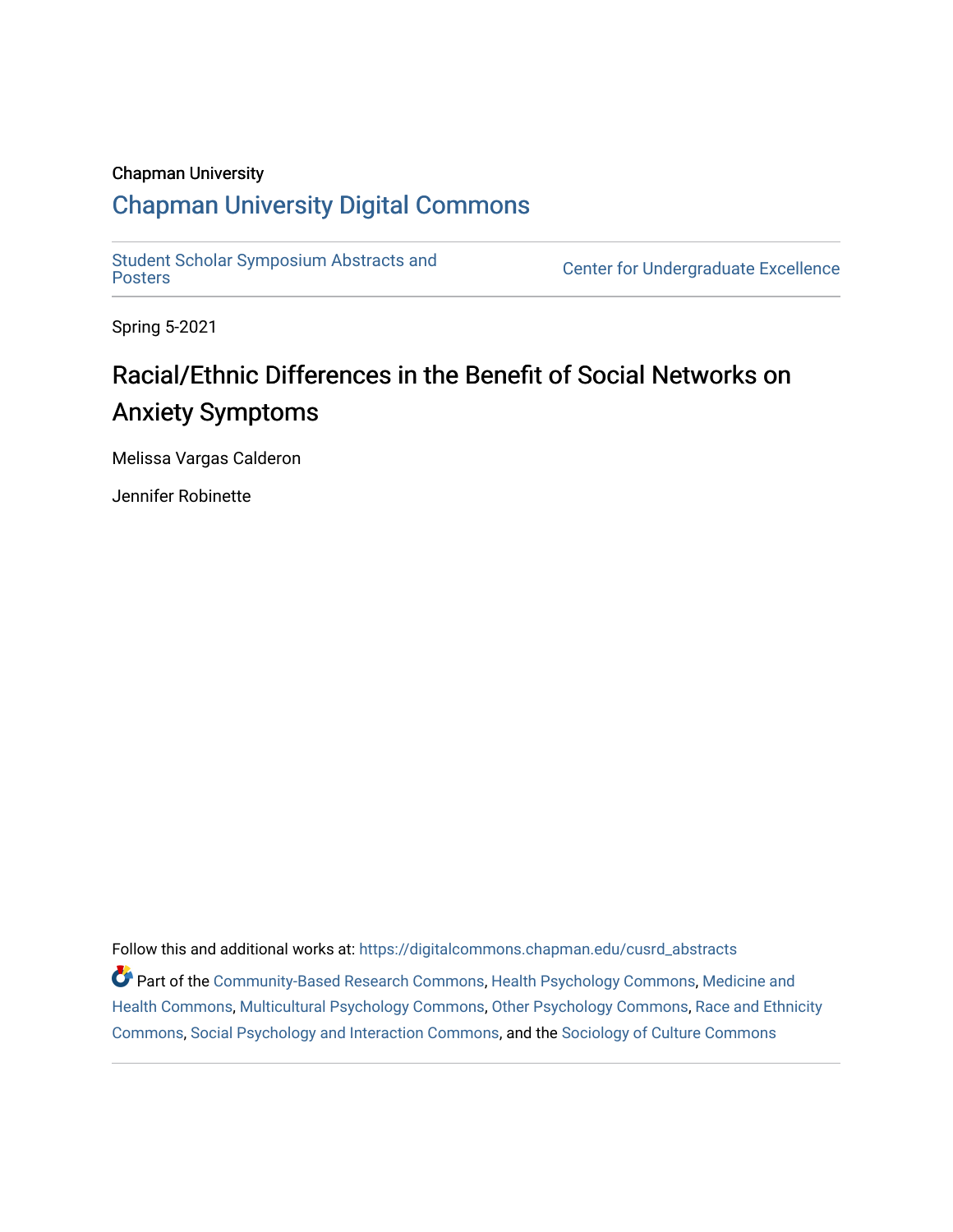Chapman University

## Chapman University Digital Commons

Student Scholar Symposium Abstracts and Posters

Center for Undergraduate Excellence

Spring 5-2021

# Racial/Ethnic Differences in the Benefit of Social Networks on Anxiety Symptoms

Melissa Vargas Calderon

Jennifer Robinette

Follow this and additional works at: https://digitalcommons.chapman.edu/cusrd_abstracts

Part of the Community-Based Research Commons, Health Psychology Commons, Medicine and Health Commons, Multicultural Psychology Commons, Other Psychology Commons, Race and Ethnicity Commons, Social Psychology and Interaction Commons, and the Sociology of Culture Commons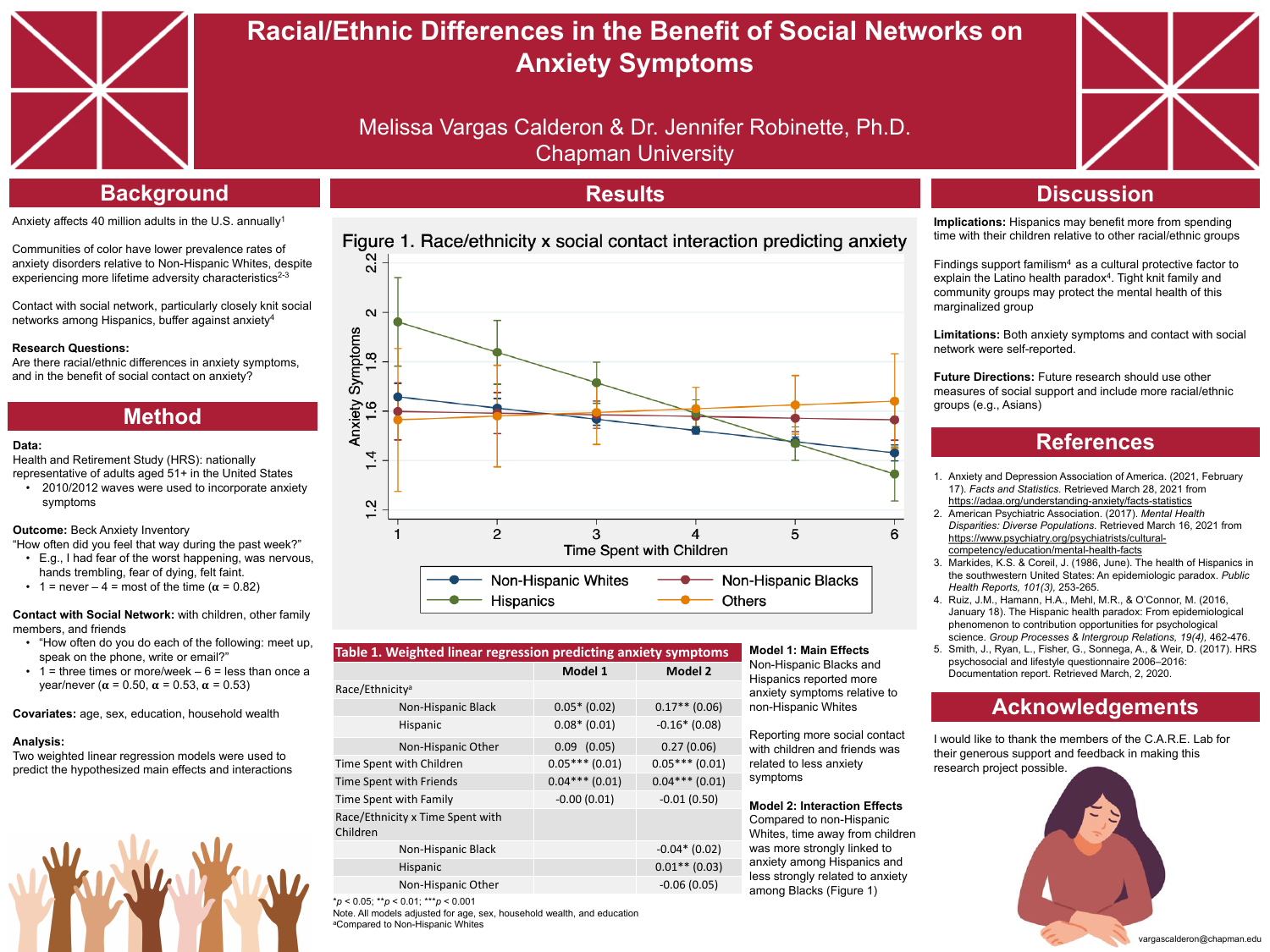# Racial/Ethnic Differences in the Benefit of Social Networks on Anxiety Symptoms

Melissa Vargas Calderon & Dr. Jennifer Robinette, Ph.D.
Chapman University

## Background

Anxiety affects 40 million adults in the U.S. annually[1]

Communities of color have lower prevalence rates of anxiety disorders relative to Non-Hispanic Whites, despite experiencing more lifetime adversity characteristics[2-3]

Contact with social network, particularly closely knit social networks among Hispanics, buffer against anxiety[4]

**Research Questions:**
Are there racial/ethnic differences in anxiety symptoms, and in the benefit of social contact on anxiety?

## Method

**Data:**
Health and Retirement Study (HRS): nationally representative of adults aged 51+ in the United States

- 2010/2012 waves were used to incorporate anxiety symptoms

**Outcome:** Beck Anxiety Inventory
"How often did you feel that way during the past week?"

- E.g., I had fear of the worst happening, was nervous, hands trembling, fear of dying, felt faint.
- 1 = never – 4 = most of the time ($\alpha$ = 0.82)

**Contact with Social Network:** with children, other family members, and friends

- "How often do you do each of the following: meet up, speak on the phone, or write or email?"
- 1 = three times or more/week – 6 = less than once a year/never ($\alpha$ = 0.50, $\alpha$ = 0.53, $\alpha$ = 0.53)

**Covariates:** age, sex, education, household wealth

**Analysis:**
Two weighted linear regression models were used to predict the hypothesized main effects and interactions

## Results

Figure 1. Race/ethnicity x social contact interaction predicting anxiety

Anxiety Symptoms
1.2
1.4
1.6
1.8
2
2.2
1
2
3
4
5
6
Time Spent with Children
Non-Hispanic Whites
Non-Hispanic Blacks
Hispanics
Others

| Table 1. Weighted linear regression predicting anxiety symptoms | Model 1 | Model 2 |
|---|---|---|
| Race/Ethnicity[a] | | |
| Non-Hispanic Black | 0.05* (0.02) | 0.17** (0.06) |
| Hispanic | 0.08* (0.01) | -0.16* (0.08) |
| Non-Hispanic Other | 0.09 (0.05) | 0.27 (0.06) |
| Time Spent with Children | 0.05*** (0.01) | 0.05*** (0.01) |
| Time Spent with Friends | 0.04*** (0.01) | 0.04*** (0.01) |
| Time Spent with Family | -0.00 (0.01) | -0.01 (0.50) |
| Race/Ethnicity x Time Spent with Children | | |
| Non-Hispanic Black | | -0.04* (0.02) |
| Hispanic | | 0.01** (0.03) |
| Non-Hispanic Other | | -0.06 (0.05) |

*$p$ < 0.05; **$p$ < 0.01; ***$p$ < 0.001
Note. All models adjusted for age, sex, household wealth, and education
[a]Compared to Non-Hispanic Whites

**Model 1: Main Effects**
Non-Hispanic Blacks and Hispanics reported more anxiety symptoms relative to non-Hispanic Whites

Reporting more social contact with children and friends was related to less anxiety symptoms

**Model 2: Interaction Effects**
Compared to non-Hispanic Whites, time away from children was more strongly linked to anxiety among Hispanics and less strongly related to anxiety among Blacks (Figure 1)

## Discussion

**Implications:** Hispanics may benefit more from spending time with their children relative to other racial/ethnic groups

Findings support familism[4] as a cultural protective factor to explain the Latino health paradox[4]. Tight knit family and community groups may protect the mental health of this marginalized group

**Limitations:** Both anxiety symptoms and contact with social network were self-reported.

**Future Directions:** Future research should use other measures of social support and include more racial/ethnic groups (e.g., Asians)

## References

1. Anxiety and Depression Association of America. (2021, February 17). *Facts and Statistics.* Retrieved March 28, 2021 from https://adaa.org/understanding-anxiety/facts-statistics
2. American Psychiatric Association. (2017). *Mental Health Disparities: Diverse Populations.* Retrieved March 16, 2021 from https://www.psychiatry.org/psychiatrists/cultural-competency/education/mental-health-facts
3. Markides, K.S. & Coreil, J. (1986, June). The health of Hispanics in the southwestern United States: An epidemiologic paradox. *Public Health Reports, 101(3),* 253-265.
4. Ruiz, J.M., Hamann, H.A., Mehl, M.R., & O'Connor, M. (2016, January 18). The Hispanic health paradox: From epidemiological phenomenon to contribution opportunities for psychological science. *Group Processes & Intergroup Relations, 19(4),* 462-476.
5. Smith, J., Ryan, L., Fisher, G., Sonnega, A., & Weir, D. (2017). HRS psychosocial and lifestyle questionnaire 2006–2016: Documentation report. Retrieved March, 2, 2020.

## Acknowledgements

I would like to thank the members of the C.A.R.E. Lab for their generous support and feedback in making this research project possible.

vargascalderon@chapman.edu